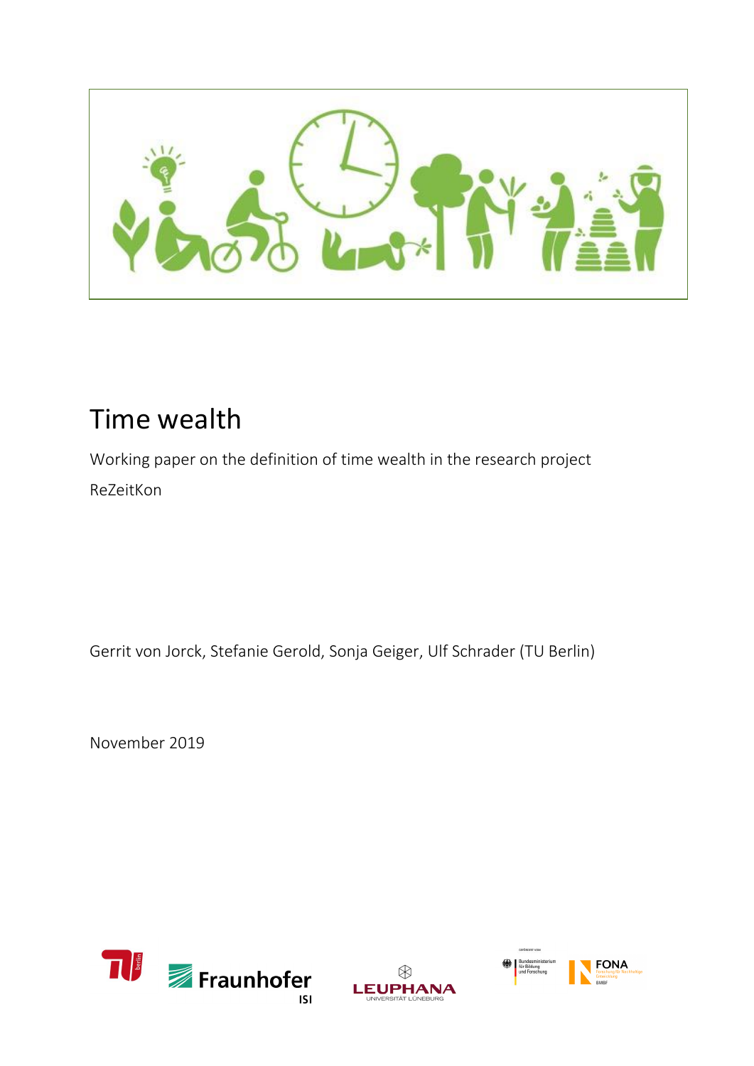# Time wealth

Working paper on the definition of time wealth in the research project ReZeitKon

Gerrit von Jorck, Stefanie Gerold, Sonja Geiger, Ulf Schrader (TU Berlin)

November 2019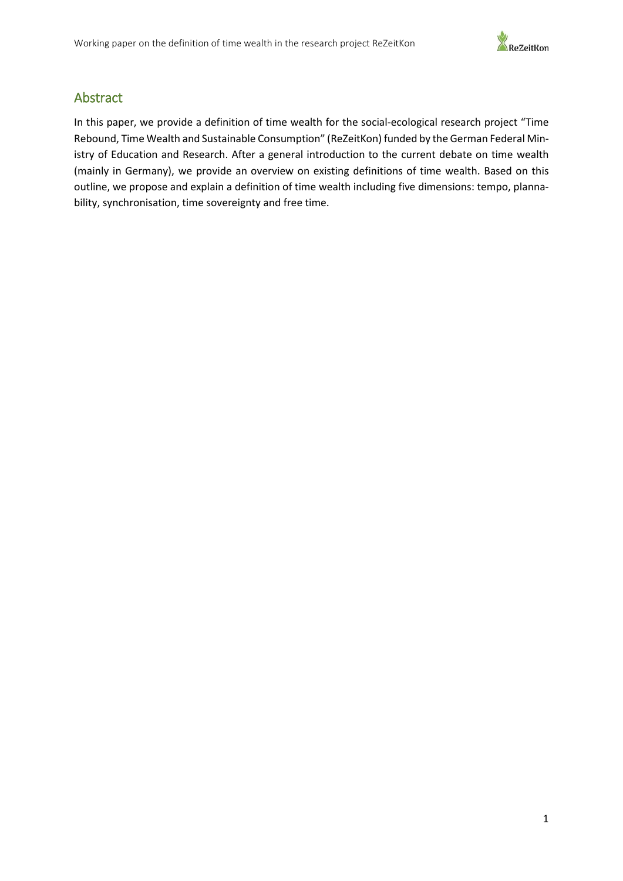## Abstract

In this paper, we provide a definition of time wealth for the social-ecological research project "Time Rebound, Time Wealth and Sustainable Consumption" (ReZeitKon) funded by the German Federal Ministry of Education and Research. After a general introduction to the current debate on time wealth (mainly in Germany), we provide an overview on existing definitions of time wealth. Based on this outline, we propose and explain a definition of time wealth including five dimensions: tempo, plannability, synchronisation, time sovereignty and free time.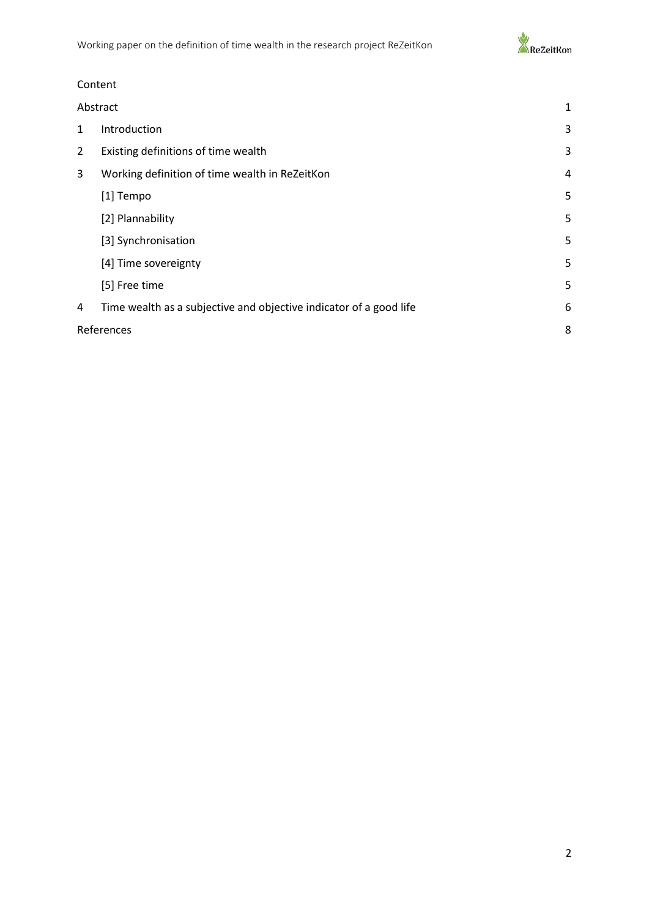Content

| | | |
|---|---|---|
| Abstract | | 1 |
| 1 | Introduction | 3 |
| 2 | Existing definitions of time wealth | 3 |
| 3 | Working definition of time wealth in ReZeitKon | 4 |
| | [1] Tempo | 5 |
| | [2] Plannability | 5 |
| | [3] Synchronisation | 5 |
| | [4] Time sovereignty | 5 |
| | [5] Free time | 5 |
| 4 | Time wealth as a subjective and objective indicator of a good life | 6 |
| References | | 8 |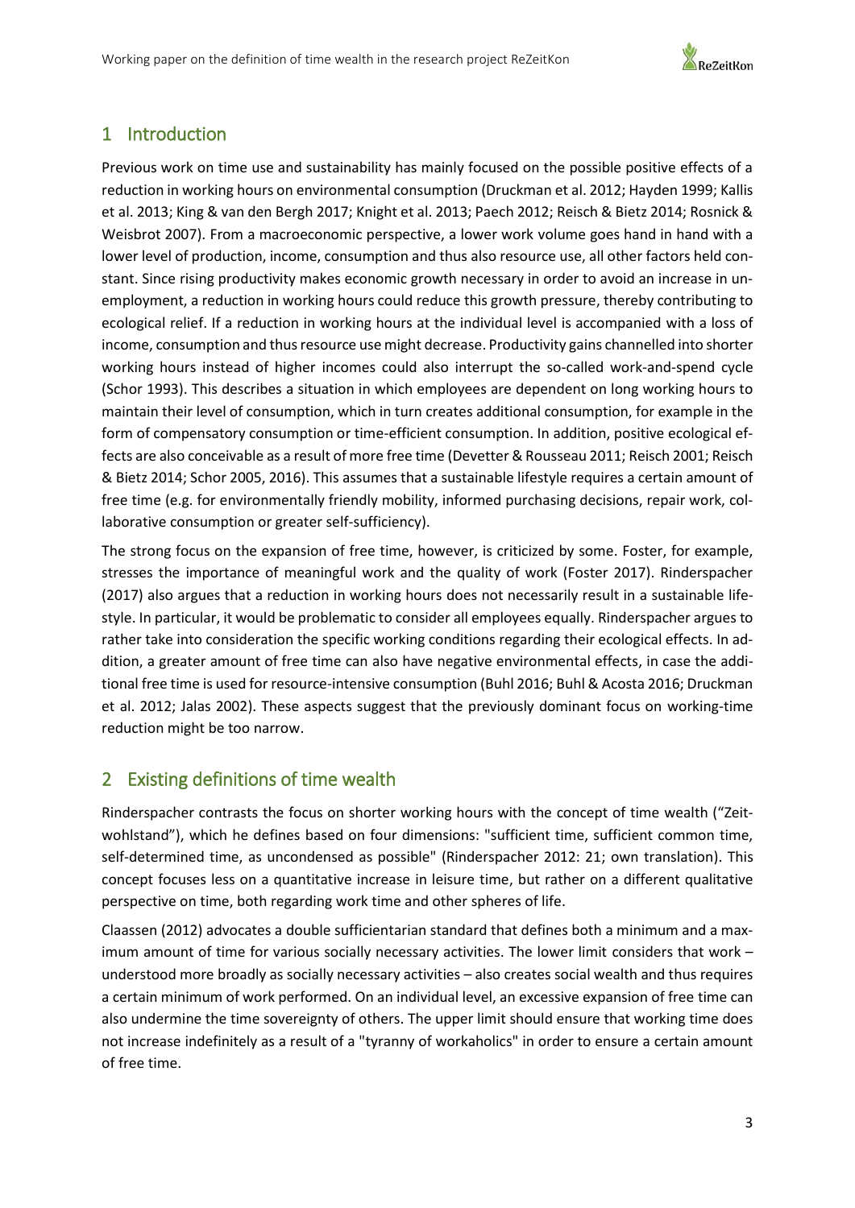## 1 Introduction

Previous work on time use and sustainability has mainly focused on the possible positive effects of a reduction in working hours on environmental consumption (Druckman et al. 2012; Hayden 1999; Kallis et al. 2013; King & van den Bergh 2017; Knight et al. 2013; Paech 2012; Reisch & Bietz 2014; Rosnick & Weisbrot 2007). From a macroeconomic perspective, a lower work volume goes hand in hand with a lower level of production, income, consumption and thus also resource use, all other factors held constant. Since rising productivity makes economic growth necessary in order to avoid an increase in unemployment, a reduction in working hours could reduce this growth pressure, thereby contributing to ecological relief. If a reduction in working hours at the individual level is accompanied with a loss of income, consumption and thus resource use might decrease. Productivity gains channelled into shorter working hours instead of higher incomes could also interrupt the so-called work-and-spend cycle (Schor 1993). This describes a situation in which employees are dependent on long working hours to maintain their level of consumption, which in turn creates additional consumption, for example in the form of compensatory consumption or time-efficient consumption. In addition, positive ecological effects are also conceivable as a result of more free time (Devetter & Rousseau 2011; Reisch 2001; Reisch & Bietz 2014; Schor 2005, 2016). This assumes that a sustainable lifestyle requires a certain amount of free time (e.g. for environmentally friendly mobility, informed purchasing decisions, repair work, collaborative consumption or greater self-sufficiency).

The strong focus on the expansion of free time, however, is criticized by some. Foster, for example, stresses the importance of meaningful work and the quality of work (Foster 2017). Rinderspacher (2017) also argues that a reduction in working hours does not necessarily result in a sustainable lifestyle. In particular, it would be problematic to consider all employees equally. Rinderspacher argues to rather take into consideration the specific working conditions regarding their ecological effects. In addition, a greater amount of free time can also have negative environmental effects, in case the additional free time is used for resource-intensive consumption (Buhl 2016; Buhl & Acosta 2016; Druckman et al. 2012; Jalas 2002). These aspects suggest that the previously dominant focus on working-time reduction might be too narrow.

## 2 Existing definitions of time wealth

Rinderspacher contrasts the focus on shorter working hours with the concept of time wealth ("Zeitwohlstand"), which he defines based on four dimensions: "sufficient time, sufficient common time, self-determined time, as uncondensed as possible" (Rinderspacher 2012: 21; own translation). This concept focuses less on a quantitative increase in leisure time, but rather on a different qualitative perspective on time, both regarding work time and other spheres of life.

Claassen (2012) advocates a double sufficientarian standard that defines both a minimum and a maximum amount of time for various socially necessary activities. The lower limit considers that work – understood more broadly as socially necessary activities – also creates social wealth and thus requires a certain minimum of work performed. On an individual level, an excessive expansion of free time can also undermine the time sovereignty of others. The upper limit should ensure that working time does not increase indefinitely as a result of a "tyranny of workaholics" in order to ensure a certain amount of free time.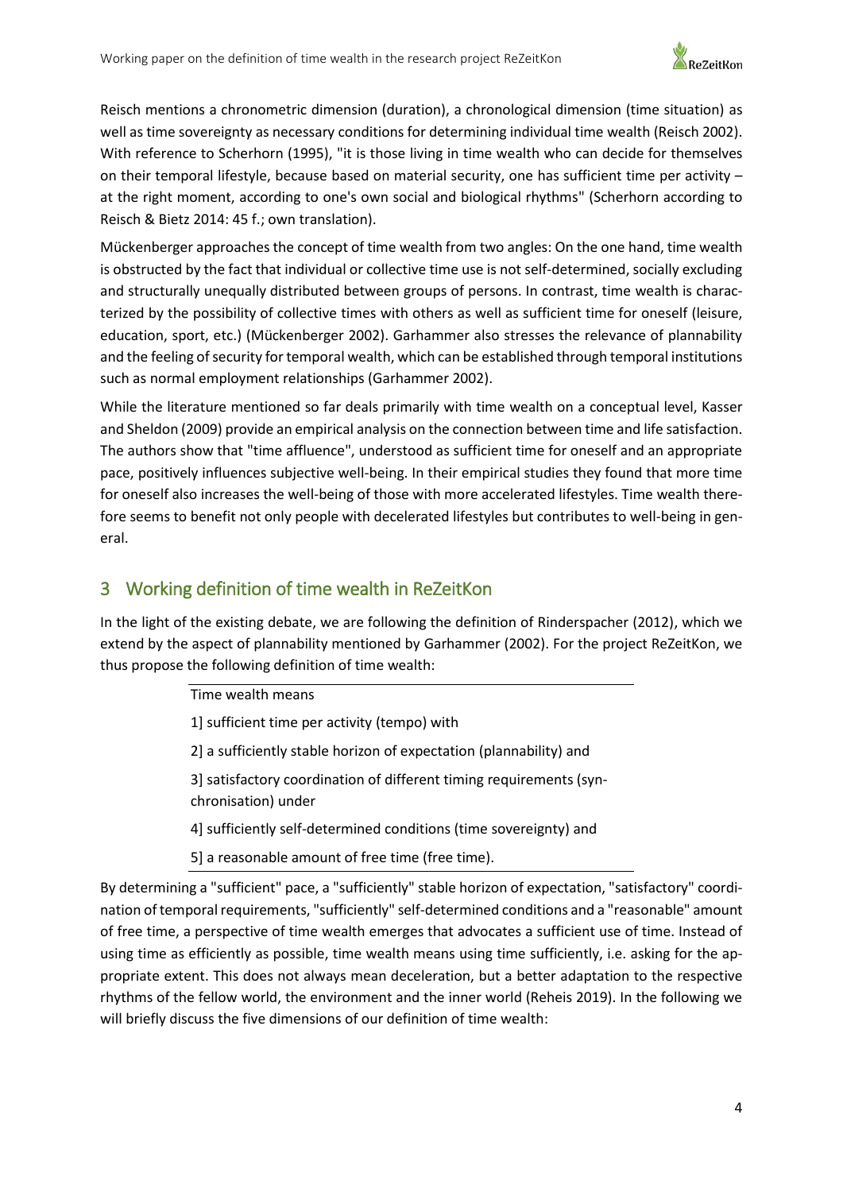Reisch mentions a chronometric dimension (duration), a chronological dimension (time situation) as well as time sovereignty as necessary conditions for determining individual time wealth (Reisch 2002). With reference to Scherhorn (1995), "it is those living in time wealth who can decide for themselves on their temporal lifestyle, because based on material security, one has sufficient time per activity – at the right moment, according to one's own social and biological rhythms" (Scherhorn according to Reisch & Bietz 2014: 45 f.; own translation).

Mückenberger approaches the concept of time wealth from two angles: On the one hand, time wealth is obstructed by the fact that individual or collective time use is not self-determined, socially excluding and structurally unequally distributed between groups of persons. In contrast, time wealth is characterized by the possibility of collective times with others as well as sufficient time for oneself (leisure, education, sport, etc.) (Mückenberger 2002). Garhammer also stresses the relevance of plannability and the feeling of security for temporal wealth, which can be established through temporal institutions such as normal employment relationships (Garhammer 2002).

While the literature mentioned so far deals primarily with time wealth on a conceptual level, Kasser and Sheldon (2009) provide an empirical analysis on the connection between time and life satisfaction. The authors show that "time affluence", understood as sufficient time for oneself and an appropriate pace, positively influences subjective well-being. In their empirical studies they found that more time for oneself also increases the well-being of those with more accelerated lifestyles. Time wealth therefore seems to benefit not only people with decelerated lifestyles but contributes to well-being in general.

## 3 Working definition of time wealth in ReZeitKon

In the light of the existing debate, we are following the definition of Rinderspacher (2012), which we extend by the aspect of plannability mentioned by Garhammer (2002). For the project ReZeitKon, we thus propose the following definition of time wealth:

> Time wealth means
>
> 1] sufficient time per activity (tempo) with
>
> 2] a sufficiently stable horizon of expectation (plannability) and
>
> 3] satisfactory coordination of different timing requirements (synchronisation) under
>
> 4] sufficiently self-determined conditions (time sovereignty) and
>
> 5] a reasonable amount of free time (free time).

By determining a "sufficient" pace, a "sufficiently" stable horizon of expectation, "satisfactory" coordination of temporal requirements, "sufficiently" self-determined conditions and a "reasonable" amount of free time, a perspective of time wealth emerges that advocates a sufficient use of time. Instead of using time as efficiently as possible, time wealth means using time sufficiently, i.e. asking for the appropriate extent. This does not always mean deceleration, but a better adaptation to the respective rhythms of the fellow world, the environment and the inner world (Reheis 2019). In the following we will briefly discuss the five dimensions of our definition of time wealth: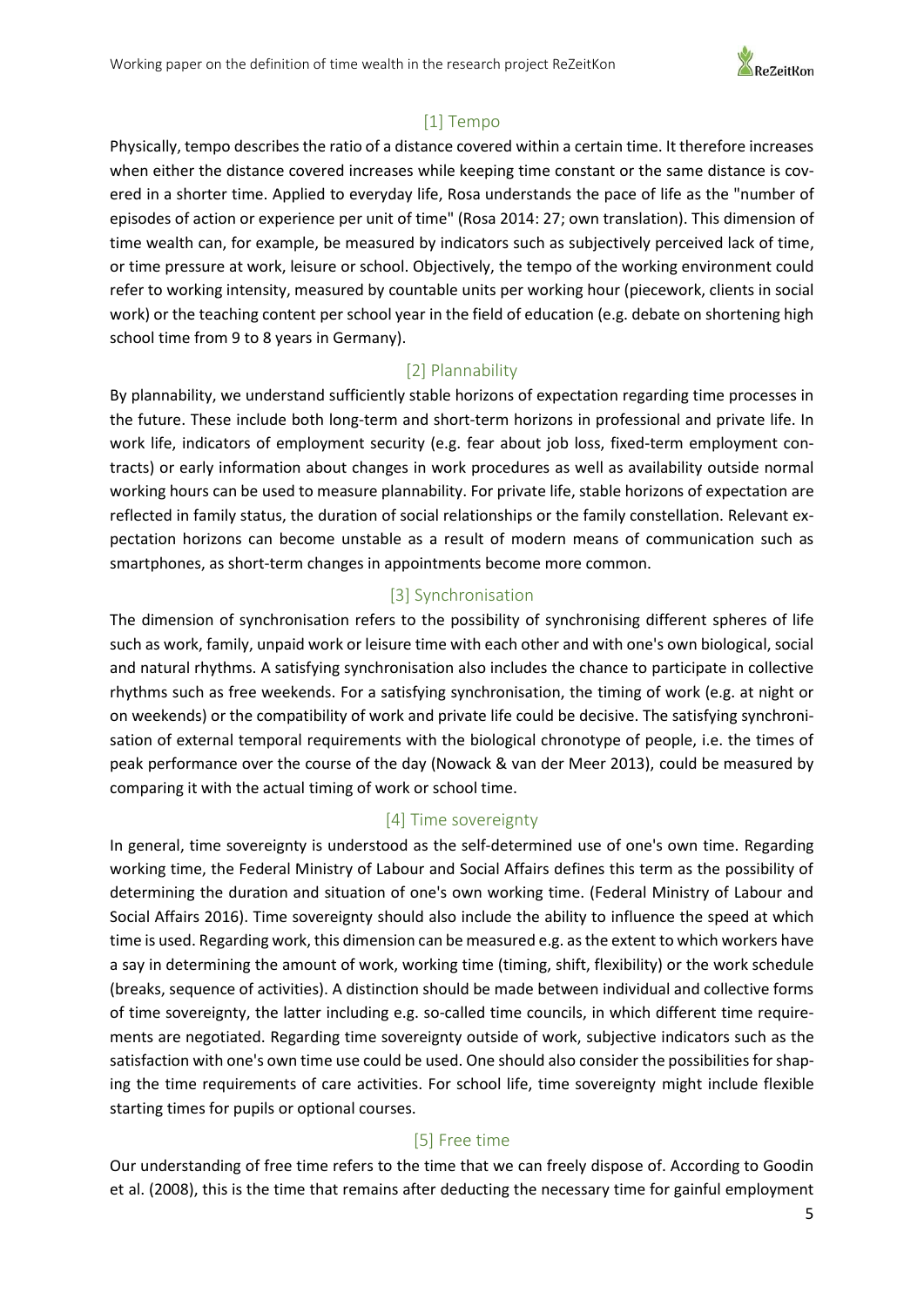### [1] Tempo

Physically, tempo describes the ratio of a distance covered within a certain time. It therefore increases when either the distance covered increases while keeping time constant or the same distance is covered in a shorter time. Applied to everyday life, Rosa understands the pace of life as the "number of episodes of action or experience per unit of time" (Rosa 2014: 27; own translation). This dimension of time wealth can, for example, be measured by indicators such as subjectively perceived lack of time, or time pressure at work, leisure or school. Objectively, the tempo of the working environment could refer to working intensity, measured by countable units per working hour (piecework, clients in social work) or the teaching content per school year in the field of education (e.g. debate on shortening high school time from 9 to 8 years in Germany).

### [2] Plannability

By plannability, we understand sufficiently stable horizons of expectation regarding time processes in the future. These include both long-term and short-term horizons in professional and private life. In work life, indicators of employment security (e.g. fear about job loss, fixed-term employment contracts) or early information about changes in work procedures as well as availability outside normal working hours can be used to measure plannability. For private life, stable horizons of expectation are reflected in family status, the duration of social relationships or the family constellation. Relevant expectation horizons can become unstable as a result of modern means of communication such as smartphones, as short-term changes in appointments become more common.

### [3] Synchronisation

The dimension of synchronisation refers to the possibility of synchronising different spheres of life such as work, family, unpaid work or leisure time with each other and with one's own biological, social and natural rhythms. A satisfying synchronisation also includes the chance to participate in collective rhythms such as free weekends. For a satisfying synchronisation, the timing of work (e.g. at night or on weekends) or the compatibility of work and private life could be decisive. The satisfying synchronisation of external temporal requirements with the biological chronotype of people, i.e. the times of peak performance over the course of the day (Nowack & van der Meer 2013), could be measured by comparing it with the actual timing of work or school time.

### [4] Time sovereignty

In general, time sovereignty is understood as the self-determined use of one's own time. Regarding working time, the Federal Ministry of Labour and Social Affairs defines this term as the possibility of determining the duration and situation of one's own working time. (Federal Ministry of Labour and Social Affairs 2016). Time sovereignty should also include the ability to influence the speed at which time is used. Regarding work, this dimension can be measured e.g. as the extent to which workers have a say in determining the amount of work, working time (timing, shift, flexibility) or the work schedule (breaks, sequence of activities). A distinction should be made between individual and collective forms of time sovereignty, the latter including e.g. so-called time councils, in which different time requirements are negotiated. Regarding time sovereignty outside of work, subjective indicators such as the satisfaction with one's own time use could be used. One should also consider the possibilities for shaping the time requirements of care activities. For school life, time sovereignty might include flexible starting times for pupils or optional courses.

### [5] Free time

Our understanding of free time refers to the time that we can freely dispose of. According to Goodin et al. (2008), this is the time that remains after deducting the necessary time for gainful employment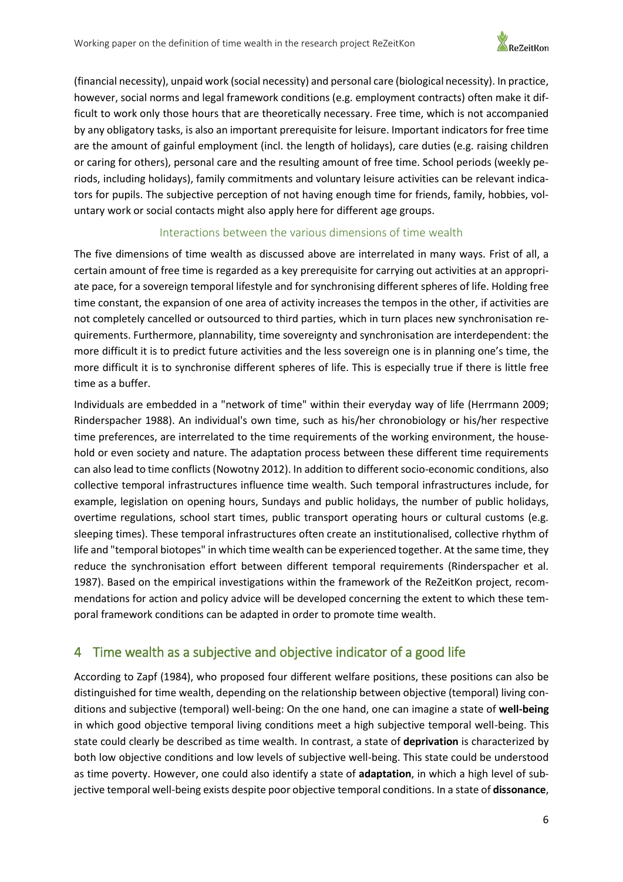(financial necessity), unpaid work (social necessity) and personal care (biological necessity). In practice, however, social norms and legal framework conditions (e.g. employment contracts) often make it difficult to work only those hours that are theoretically necessary. Free time, which is not accompanied by any obligatory tasks, is also an important prerequisite for leisure. Important indicators for free time are the amount of gainful employment (incl. the length of holidays), care duties (e.g. raising children or caring for others), personal care and the resulting amount of free time. School periods (weekly periods, including holidays), family commitments and voluntary leisure activities can be relevant indicators for pupils. The subjective perception of not having enough time for friends, family, hobbies, voluntary work or social contacts might also apply here for different age groups.

### Interactions between the various dimensions of time wealth

The five dimensions of time wealth as discussed above are interrelated in many ways. Frist of all, a certain amount of free time is regarded as a key prerequisite for carrying out activities at an appropriate pace, for a sovereign temporal lifestyle and for synchronising different spheres of life. Holding free time constant, the expansion of one area of activity increases the tempos in the other, if activities are not completely cancelled or outsourced to third parties, which in turn places new synchronisation requirements. Furthermore, plannability, time sovereignty and synchronisation are interdependent: the more difficult it is to predict future activities and the less sovereign one is in planning one's time, the more difficult it is to synchronise different spheres of life. This is especially true if there is little free time as a buffer.

Individuals are embedded in a "network of time" within their everyday way of life (Herrmann 2009; Rinderspacher 1988). An individual's own time, such as his/her chronobiology or his/her respective time preferences, are interrelated to the time requirements of the working environment, the household or even society and nature. The adaptation process between these different time requirements can also lead to time conflicts (Nowotny 2012). In addition to different socio-economic conditions, also collective temporal infrastructures influence time wealth. Such temporal infrastructures include, for example, legislation on opening hours, Sundays and public holidays, the number of public holidays, overtime regulations, school start times, public transport operating hours or cultural customs (e.g. sleeping times). These temporal infrastructures often create an institutionalised, collective rhythm of life and "temporal biotopes" in which time wealth can be experienced together. At the same time, they reduce the synchronisation effort between different temporal requirements (Rinderspacher et al. 1987). Based on the empirical investigations within the framework of the ReZeitKon project, recommendations for action and policy advice will be developed concerning the extent to which these temporal framework conditions can be adapted in order to promote time wealth.

## 4 Time wealth as a subjective and objective indicator of a good life

According to Zapf (1984), who proposed four different welfare positions, these positions can also be distinguished for time wealth, depending on the relationship between objective (temporal) living conditions and subjective (temporal) well-being: On the one hand, one can imagine a state of **well-being** in which good objective temporal living conditions meet a high subjective temporal well-being. This state could clearly be described as time wealth. In contrast, a state of **deprivation** is characterized by both low objective conditions and low levels of subjective well-being. This state could be understood as time poverty. However, one could also identify a state of **adaptation**, in which a high level of subjective temporal well-being exists despite poor objective temporal conditions. In a state of **dissonance**,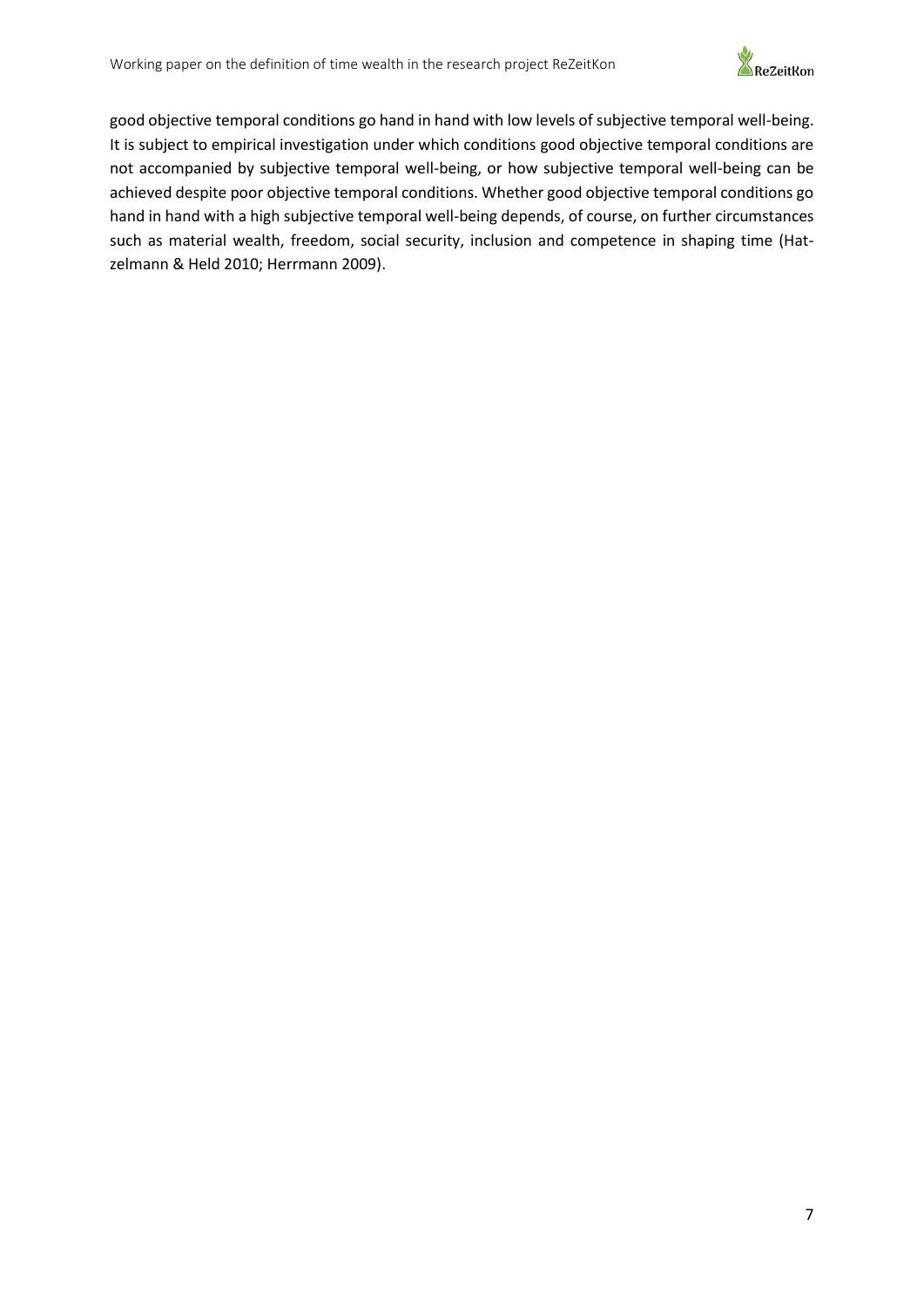good objective temporal conditions go hand in hand with low levels of subjective temporal well-being. It is subject to empirical investigation under which conditions good objective temporal conditions are not accompanied by subjective temporal well-being, or how subjective temporal well-being can be achieved despite poor objective temporal conditions. Whether good objective temporal conditions go hand in hand with a high subjective temporal well-being depends, of course, on further circumstances such as material wealth, freedom, social security, inclusion and competence in shaping time (Hatzelmann & Held 2010; Herrmann 2009).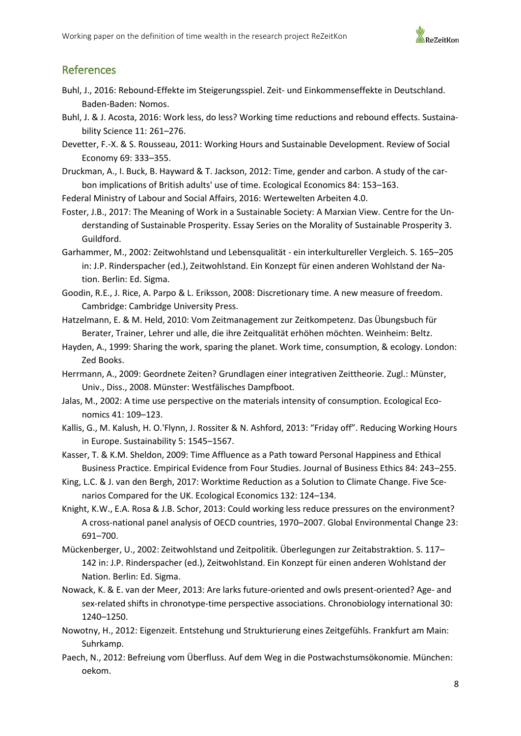## References

Buhl, J., 2016: Rebound-Effekte im Steigerungsspiel. Zeit- und Einkommenseffekte in Deutschland. Baden-Baden: Nomos.

Buhl, J. & J. Acosta, 2016: Work less, do less? Working time reductions and rebound effects. Sustainability Science 11: 261–276.

Devetter, F.-X. & S. Rousseau, 2011: Working Hours and Sustainable Development. Review of Social Economy 69: 333–355.

Druckman, A., I. Buck, B. Hayward & T. Jackson, 2012: Time, gender and carbon. A study of the carbon implications of British adults' use of time. Ecological Economics 84: 153–163.

Federal Ministry of Labour and Social Affairs, 2016: Wertewelten Arbeiten 4.0.

Foster, J.B., 2017: The Meaning of Work in a Sustainable Society: A Marxian View. Centre for the Understanding of Sustainable Prosperity. Essay Series on the Morality of Sustainable Prosperity 3. Guildford.

Garhammer, M., 2002: Zeitwohlstand und Lebensqualität - ein interkultureller Vergleich. S. 165–205 in: J.P. Rinderspacher (ed.), Zeitwohlstand. Ein Konzept für einen anderen Wohlstand der Nation. Berlin: Ed. Sigma.

Goodin, R.E., J. Rice, A. Parpo & L. Eriksson, 2008: Discretionary time. A new measure of freedom. Cambridge: Cambridge University Press.

Hatzelmann, E. & M. Held, 2010: Vom Zeitmanagement zur Zeitkompetenz. Das Übungsbuch für Berater, Trainer, Lehrer und alle, die ihre Zeitqualität erhöhen möchten. Weinheim: Beltz.

Hayden, A., 1999: Sharing the work, sparing the planet. Work time, consumption, & ecology. London: Zed Books.

Herrmann, A., 2009: Geordnete Zeiten? Grundlagen einer integrativen Zeittheorie. Zugl.: Münster, Univ., Diss., 2008. Münster: Westfälisches Dampfboot.

Jalas, M., 2002: A time use perspective on the materials intensity of consumption. Ecological Economics 41: 109–123.

Kallis, G., M. Kalush, H. O.'Flynn, J. Rossiter & N. Ashford, 2013: "Friday off". Reducing Working Hours in Europe. Sustainability 5: 1545–1567.

Kasser, T. & K.M. Sheldon, 2009: Time Affluence as a Path toward Personal Happiness and Ethical Business Practice. Empirical Evidence from Four Studies. Journal of Business Ethics 84: 243–255.

King, L.C. & J. van den Bergh, 2017: Worktime Reduction as a Solution to Climate Change. Five Scenarios Compared for the UK. Ecological Economics 132: 124–134.

Knight, K.W., E.A. Rosa & J.B. Schor, 2013: Could working less reduce pressures on the environment? A cross-national panel analysis of OECD countries, 1970–2007. Global Environmental Change 23: 691–700.

Mückenberger, U., 2002: Zeitwohlstand und Zeitpolitik. Überlegungen zur Zeitabstraktion. S. 117–142 in: J.P. Rinderspacher (ed.), Zeitwohlstand. Ein Konzept für einen anderen Wohlstand der Nation. Berlin: Ed. Sigma.

Nowack, K. & E. van der Meer, 2013: Are larks future-oriented and owls present-oriented? Age- and sex-related shifts in chronotype-time perspective associations. Chronobiology international 30: 1240–1250.

Nowotny, H., 2012: Eigenzeit. Entstehung und Strukturierung eines Zeitgefühls. Frankfurt am Main: Suhrkamp.

Paech, N., 2012: Befreiung vom Überfluss. Auf dem Weg in die Postwachstumsökonomie. München: oekom.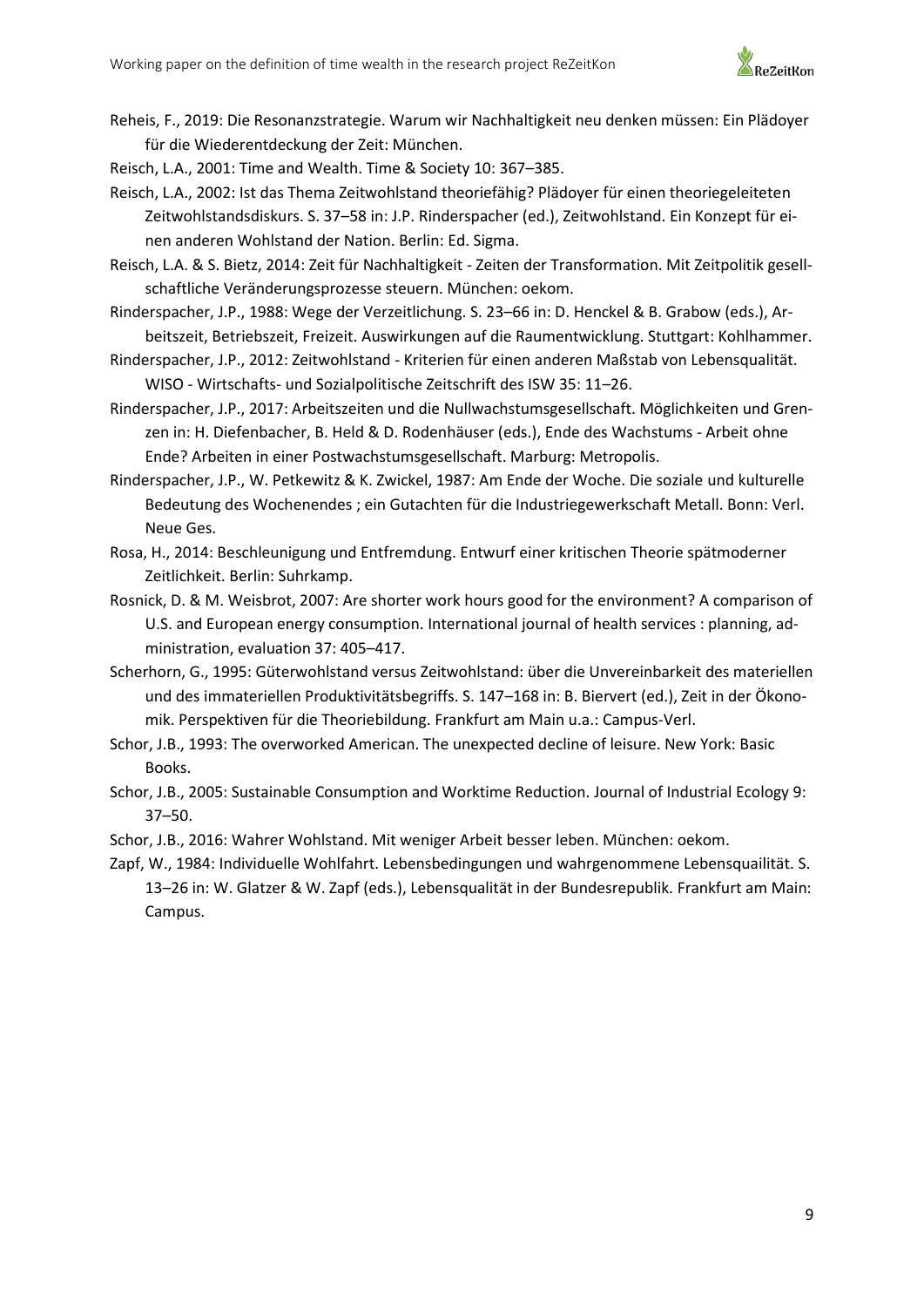Reheis, F., 2019: Die Resonanzstrategie. Warum wir Nachhaltigkeit neu denken müssen: Ein Plädoyer für die Wiederentdeckung der Zeit: München.

Reisch, L.A., 2001: Time and Wealth. Time & Society 10: 367–385.

Reisch, L.A., 2002: Ist das Thema Zeitwohlstand theoriefähig? Plädoyer für einen theoriegeleiteten Zeitwohlstandsdiskurs. S. 37–58 in: J.P. Rinderspacher (ed.), Zeitwohlstand. Ein Konzept für einen anderen Wohlstand der Nation. Berlin: Ed. Sigma.

Reisch, L.A. & S. Bietz, 2014: Zeit für Nachhaltigkeit - Zeiten der Transformation. Mit Zeitpolitik gesellschaftliche Veränderungsprozesse steuern. München: oekom.

Rinderspacher, J.P., 1988: Wege der Verzeitlichung. S. 23–66 in: D. Henckel & B. Grabow (eds.), Arbeitszeit, Betriebszeit, Freizeit. Auswirkungen auf die Raumentwicklung. Stuttgart: Kohlhammer.

Rinderspacher, J.P., 2012: Zeitwohlstand - Kriterien für einen anderen Maßstab von Lebensqualität. WISO - Wirtschafts- und Sozialpolitische Zeitschrift des ISW 35: 11–26.

Rinderspacher, J.P., 2017: Arbeitszeiten und die Nullwachstumsgesellschaft. Möglichkeiten und Grenzen in: H. Diefenbacher, B. Held & D. Rodenhäuser (eds.), Ende des Wachstums - Arbeit ohne Ende? Arbeiten in einer Postwachstumsgesellschaft. Marburg: Metropolis.

Rinderspacher, J.P., W. Petkewitz & K. Zwickel, 1987: Am Ende der Woche. Die soziale und kulturelle Bedeutung des Wochenendes ; ein Gutachten für die Industriegewerkschaft Metall. Bonn: Verl. Neue Ges.

Rosa, H., 2014: Beschleunigung und Entfremdung. Entwurf einer kritischen Theorie spätmoderner Zeitlichkeit. Berlin: Suhrkamp.

Rosnick, D. & M. Weisbrot, 2007: Are shorter work hours good for the environment? A comparison of U.S. and European energy consumption. International journal of health services : planning, administration, evaluation 37: 405–417.

Scherhorn, G., 1995: Güterwohlstand versus Zeitwohlstand: über die Unvereinbarkeit des materiellen und des immateriellen Produktivitätsbegriffs. S. 147–168 in: B. Biervert (ed.), Zeit in der Ökonomik. Perspektiven für die Theoriebildung. Frankfurt am Main u.a.: Campus-Verl.

Schor, J.B., 1993: The overworked American. The unexpected decline of leisure. New York: Basic Books.

Schor, J.B., 2005: Sustainable Consumption and Worktime Reduction. Journal of Industrial Ecology 9: 37–50.

Schor, J.B., 2016: Wahrer Wohlstand. Mit weniger Arbeit besser leben. München: oekom.

Zapf, W., 1984: Individuelle Wohlfahrt. Lebensbedingungen und wahrgenommene Lebensquailität. S. 13–26 in: W. Glatzer & W. Zapf (eds.), Lebensqualität in der Bundesrepublik. Frankfurt am Main: Campus.